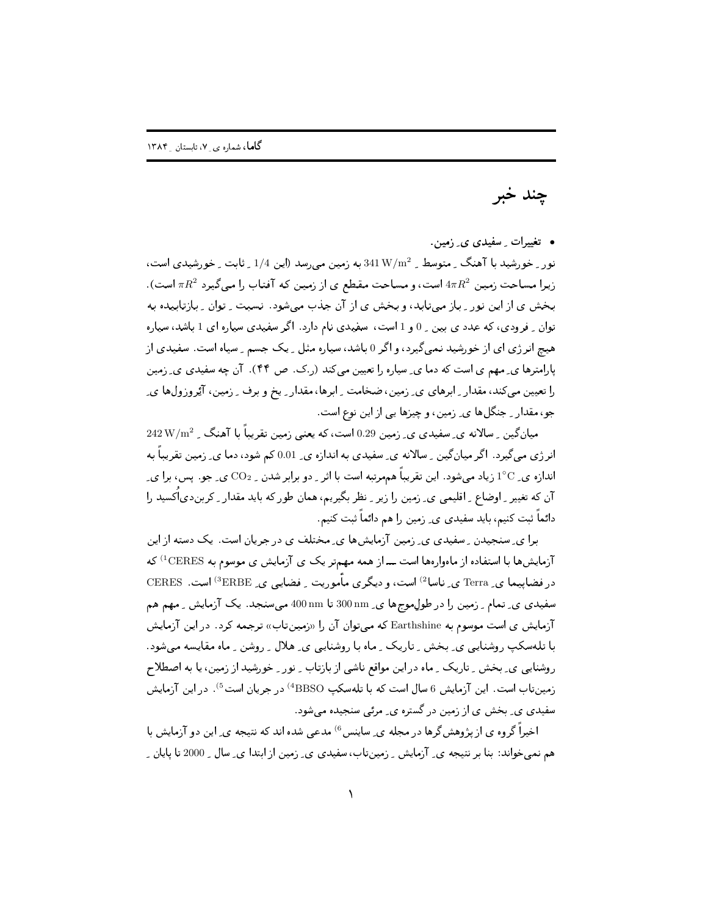# چند خبر

- **تغییرات ِ سفیدی ی ِ زمین.**

نور ِ خورشید با آهنگ ِ متوسط ِ $341\,\mathrm{W/m^2}$ به زمین می‌رسد (این $1/4$ ِ ثابت ِ خورشیدی است، زیرا مساحت زمین $4\pi R^2$ است، و مساحت مقطع ی از زمین که آفتاب را می‌گیرد $\pi R^2$ است). بخش ی از این نور ِ باز می‌تابد، و بخش ی از آن جذب می‌شود. نسبت ِ توان ِ بازتابیده به توان ِ فرودی، که عدد ی بین ِ 0 و 1 است، سفیدی نام دارد. اگر سفیدی سیاره ای 1 باشد، سیاره هیچ انرژی ای از خورشید نمی‌گیرد، و اگر 0 باشد، سیاره مثل ِ یک جسم ِ سیاه است. سفیدی از پارامترها ی ِ مهم ی است که دما ی ِ سیاره را تعیین می‌کند (ر.ک. ص ۴۴). آن چه سفیدی ی ِ زمین را تعیین می‌کند، مقدار ِ ابرهای ی ِ زمین، ضخامت ِ ابرها، مقدار ِ یخ و برف ِ زمین، آئروزول‌ها ی ِ جو، مقدار ِ جنگل‌ها ی ِ زمین، و چیزها یی از این نوع است.

میانگین ِ سالانه ی ِ سفیدی ی ِ زمین 0.29 است، که یعنی زمین تقریباً با آهنگ ِ $242\,\mathrm{W/m^2}$ انرژی می‌گیرد. اگر میانگین ِ سالانه ی ِ سفیدی به اندازه ی ِ 0.01 کم شود، دما ی ِ زمین تقریباً به اندازه ی ِ $1^\circ\mathrm{C}$ زیاد می‌شود. این تقریباً هم‌مرتبه است با اثر ِ دو برابر شدن ِ $CO_2$ ی ِ جو. پس، برا ی ِ آن که تغییر ِ اوضاع ِ اقلیمی ی ِ زمین را زیر ِ نظر بگیریم، همان طور که باید مقدار ِ کربن‌دی‌اُکسید را دائماً ثبت کنیم، باید سفیدی ی ِ زمین را هم دائماً ثبت کنیم.

برا ی ِ سنجیدن ِ سفیدی ی ِ زمین آزمایش‌ها ی ِ مختلف ی در جریان است. یک دسته از این آزمایش‌ها با استفاده از ماهواره‌ها است — از همه مهم‌تر یک ی آزمایش ی موسوم به CERES[1] که در فضاپیما ی ِ Terra ی ِ ناسا[2] است، و دیگری مأموریت ِ فضایی ی ِ ERBE[3] است. CERES سفیدی ی ِ تمام ِ زمین را در طول‌موج‌ها ی ِ 300 nm تا 400 nm می‌سنجد. یک آزمایش ِ مهم هم آزمایش ی است موسوم به Earthshine که می‌توان آن را «زمین‌تاب» ترجمه کرد. در این آزمایش با تلەسکپ روشنایی ی ِ بخش ِ تاریک ِ ماه با روشنایی ی ِ هلال ِ روشن ِ ماه مقایسه می‌شود. روشنایی ی ِ بخش ِ تاریک ِ ماه در این مواقع ناشی از بازتاب ِ نور ِ خورشید از زمین، یا به اصطلاح زمین‌تاب است. این آزمایش 6 سال است که با تلەسکپ BBSO[4] در جریان است[5]. در این آزمایش سفیدی ی ِ بخش ی از زمین در گستره ی ِ مرئی سنجیده می‌شود.

اخیراً گروه ی از پژوهش‌گرها در مجله ی ِ ساینس[6] مدعی شده اند که نتیجه ی ِ این دو آزمایش با هم نمی‌خواند: بنا بر نتیجه ی ِ آزمایش ِ زمین‌تاب، سفیدی ی ِ زمین از ابتدا ی ِ سال ِ 2000 تا پایان ِ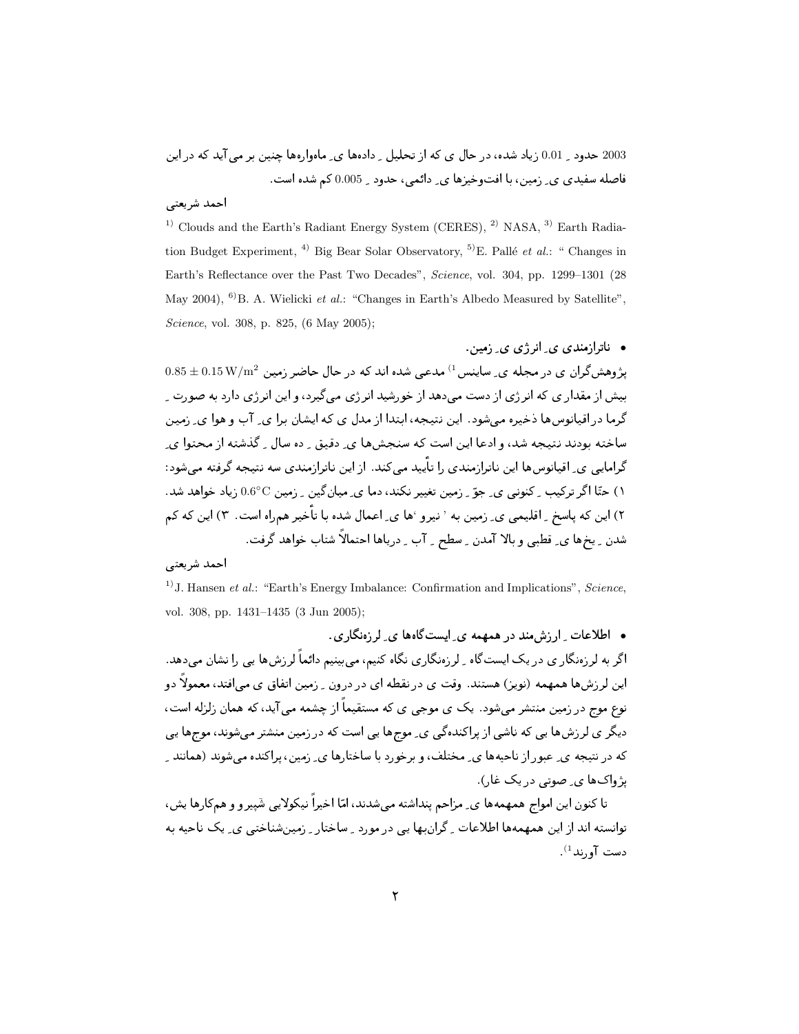2003 حدود ِ 0.01 زیاد شده، در حال ی که از تحلیل ِ داده‌ها ی ِ ماهواره‌ها چنین بر می‌آید که در این فاصله سفیدی ی ِ زمین، با افت‌وخیزها ی ِ دائمی، حدود ِ 0.005 کم شده است.

احمد شریعتی

[1] Clouds and the Earth's Radiant Energy System (CERES), [2] NASA, [3] Earth Radiation Budget Experiment, [4] Big Bear Solar Observatory, [5] E. Pallé *et al.*: " Changes in Earth's Reflectance over the Past Two Decades", *Science*, vol. 304, pp. 1299–1301 (28 May 2004), [6] B. A. Wielicki *et al.*: "Changes in Earth's Albedo Measured by Satellite", *Science*, vol. 308, p. 825, (6 May 2005);

- **ناترازمندی ی ِ انرژی ی ِ زمین.**

پژوهش‌گران ی در مجله ی ِ ساینس[1] مدعی شده اند که در حال حاضر زمین $0.85 \pm 0.15\,\mathrm{W/m^2}$ بیش از مقدار ی که انرژی که از دست می‌دهد از خورشید انرژی می‌گیرد، و این انرژی دارد به صورت ِ گرما در اقیانوس‌ها ذخیره می‌شود. این نتیجه، ابتدا از مدل ی که ایشان برا ی ِ آب و هوا ی ِ زمین ساخته بودند نتیجه شد، و ادعا این است که سنجش‌ها ی ِ دقیق ِ ده سال ِ گذشته از محتوا ی ِ گرمایی ی ِ اقیانوس‌ها این ناترازمندی را تأیید می‌کند. از این ناترازمندی سه نتیجه گرفته می‌شود: ۱) حتّا اگر ترکیب ِ کنونی ی ِ جوّ ِ زمین تغییر نکند، دما ی ِ میان‌گین ِ زمین $0.6^\circ\mathrm{C}$ زیاد خواهد شد. ۲) این که پاسخ ِ اقلیمی ی ِ زمین به ' نیرو ‘ها ی ِ اعمال شده با تأخیر هم‌راه است. ۳) این که کم شدن ِ یخ‌ها ی ِ قطبی و بالا آمدن ِ سطح ِ آب ِ دریاها احتمالاً شتاب خواهد گرفت.

احمد شریعتی

[1] J. Hansen *et al.*: "Earth's Energy Imbalance: Confirmation and Implications", *Science*, vol. 308, pp. 1431–1435 (3 Jun 2005);

- **اطلاعات ِ ارزش‌مند در همهمه ی ِ ایست‌گاه‌ها ی ِ لرزه‌نگاری.**

اگر به لرزه‌نگاری در یک ایست‌گاه ِ لرزه‌نگاری نگاه کنیم، می‌بینیم دائماً لرزش‌ها یی را نشان می‌دهد. این لرزش‌ها همهمه (نویز) هستند. وقت ی در نقطه ای در درون ِ زمین اتفاق ی می‌افتد، معمولاً دو نوع موج در زمین منتشر می‌شود. یک ی موجی ی که مستقیماً از چشمه می‌آید، که همان زلزله است، دیگر ی لرزش‌ها یی که ناشی از پراکنده‌گی ی ِ موج‌ها یی است که در زمین منتشر می‌شوند، موج‌ها یی که در نتیجه ی ِ عبور از ناحیه‌ها ی ِ مختلف، و برخورد با ساختارها ی ِ زمین، پراکنده می‌شوند (همانند ِ پژواک‌ها ی ِ صوتی در یک غار).

تا کنون این امواج همهمه‌ها ی ِ مزاحم پنداشته می‌شدند، امّا اخیراً نیکولایی شَپیرو و هم‌کارها یش، توانسته اند از این همهمه‌ها اطلاعات ِ گران‌بها یی در مورد ِ ساختار ِ زمین‌شناختی ی ِ یک ناحیه به دست آورند[1].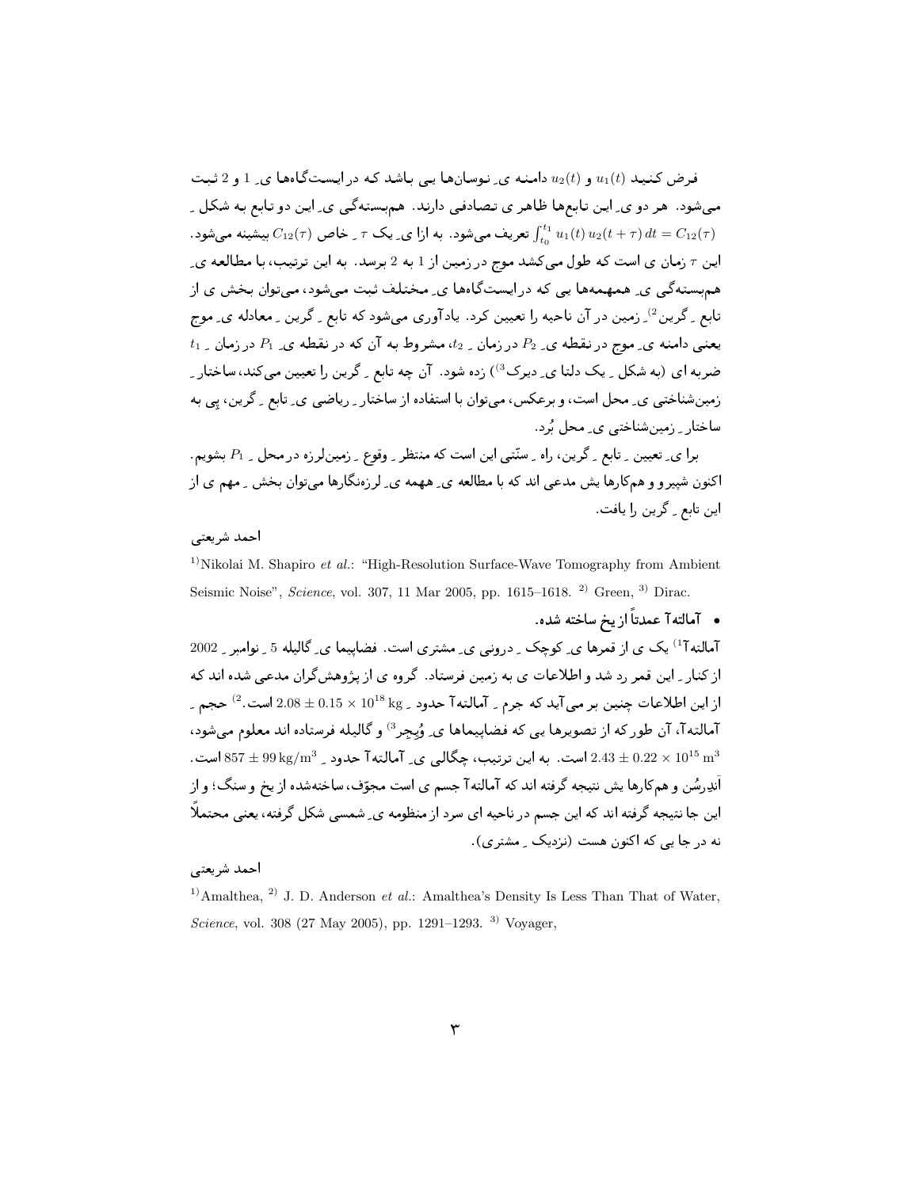فرض کنید $u_1(t)$ و $u_2(t)$ دامنه ی ِ نوسان‌ها یی باشد که در ایستگاه‌ها ی ِ 1 و 2 ثبت می‌شود. هر دو ی ِ این تابع‌ها ظاهر ی تصادفی دارند. هم‌بسته‌گی ی ِ این دو تابع به شکل ِ $\int_{t_0}^{t_1} u_1(t)\, u_2(t+\tau)\, dt = C_{12}(\tau)$ تعریف می‌شود. به ازا ی ِ یک $\tau$ ِ خاص $C_{12}(\tau)$ بیشینه می‌شود. این $\tau$ زمان ی است که طول می‌کشد موج در زمین از 1 به 2 برسد. به این ترتیب، با مطالعه ی ِ هم‌بسته‌گی ی ِ همهمه‌ها یی که در ایستگاه‌ها ی ِ مختلف ثبت می‌شود، می‌توان بخش ی از تابع ِ گرین[2] ِ زمین در آن ناحیه را تعیین کرد. یادآوری می‌شود که تابع ِ گرین ِ معادله ی ِ موج یعنی دامنه ی ِ موج در نقطه ی ِ $P_2$ در زمان ِ $t_2$، مشروط به آن که در نقطه ی ِ $P_1$ در زمان ِ $t_1$ ضربه ای (به شکل ِ یک دلتا ی ِ دیرک[3]) زده شود. آن چه تابع ِ گرین را تعیین می‌کند، ساختار ِ زمین‌شناختی ی ِ محل است، و برعکس، می‌توان با استفاده از ساختار ِ ریاضی ی ِ تابع ِ گرین، پی به ساختار ِ زمین‌شناختی ی ِ محل بُرد.

برا ی ِ تعیین ِ تابع ِ گرین، راه ِ سنّتی این است که منتظر ِ وقوع ِ زمین‌لرزه در محل ِ $P_1$ بشویم. اکنون شپیرو و هم‌کارها یش مدعی اند که با مطالعه ی ِ همهمه ی ِ لرزه‌نگارها می‌توان بخش ِ مهم ی از این تابع ِ گرین را یافت.

احمد شریعتی

[1] Nikolai M. Shapiro *et al.*: "High-Resolution Surface-Wave Tomography from Ambient Seismic Noise", *Science*, vol. 307, 11 Mar 2005, pp. 1615–1618. [2] Green, [3] Dirac.

- **آمالته‌آ عمدتاً از یخ ساخته شده.**

آمالته‌آ[1] یک ی از قمرها ی ِ کوچک ِ درونی ی ِ مشتری است. فضاپیما ی ِ گالیله 5 ِ نوامبر ِ 2002 از کنار ِ این قمر رد شد و اطلاعات ی به زمین فرستاد. گروه ی از پژوهش‌گران مدعی شده اند که از این اطلاعات چنین بر می‌آید که جرم ِ آمالته‌آ حدود ِ $2.08 \pm 0.15 \times 10^{18}$ kg است.[2] حجم ِ آمالته‌آ، آن طور که از تصویرها یی که فضاپیماها ی ِ وُیجِر[3] و گالیله فرستاده اند معلوم می‌شود، $2.43 \pm 0.22 \times 10^{15}\,\mathrm{m}^3$ است. به این ترتیب، چگالی ی ِ آمالته‌آ حدود ِ $857 \pm 99\,\mathrm{kg/m}^3$ است. آندِرسُن و هم‌کارها یش نتیجه گرفته اند که آمالته‌آ جسم ی است مجوّف، ساخته‌شده از یخ و سنگ؛ و از این جا نتیجه گرفته اند که این جسم در ناحیه ای سرد از منظومه ی ِ شمسی شکل گرفته، یعنی محتملاً نه در جا یی که اکنون هست (نزدیک ِ مشتری).

احمد شریعتی

[1] Amalthea, [2] J. D. Anderson *et al.*: Amalthea's Density Is Less Than That of Water, *Science*, vol. 308 (27 May 2005), pp. 1291–1293. [3] Voyager,